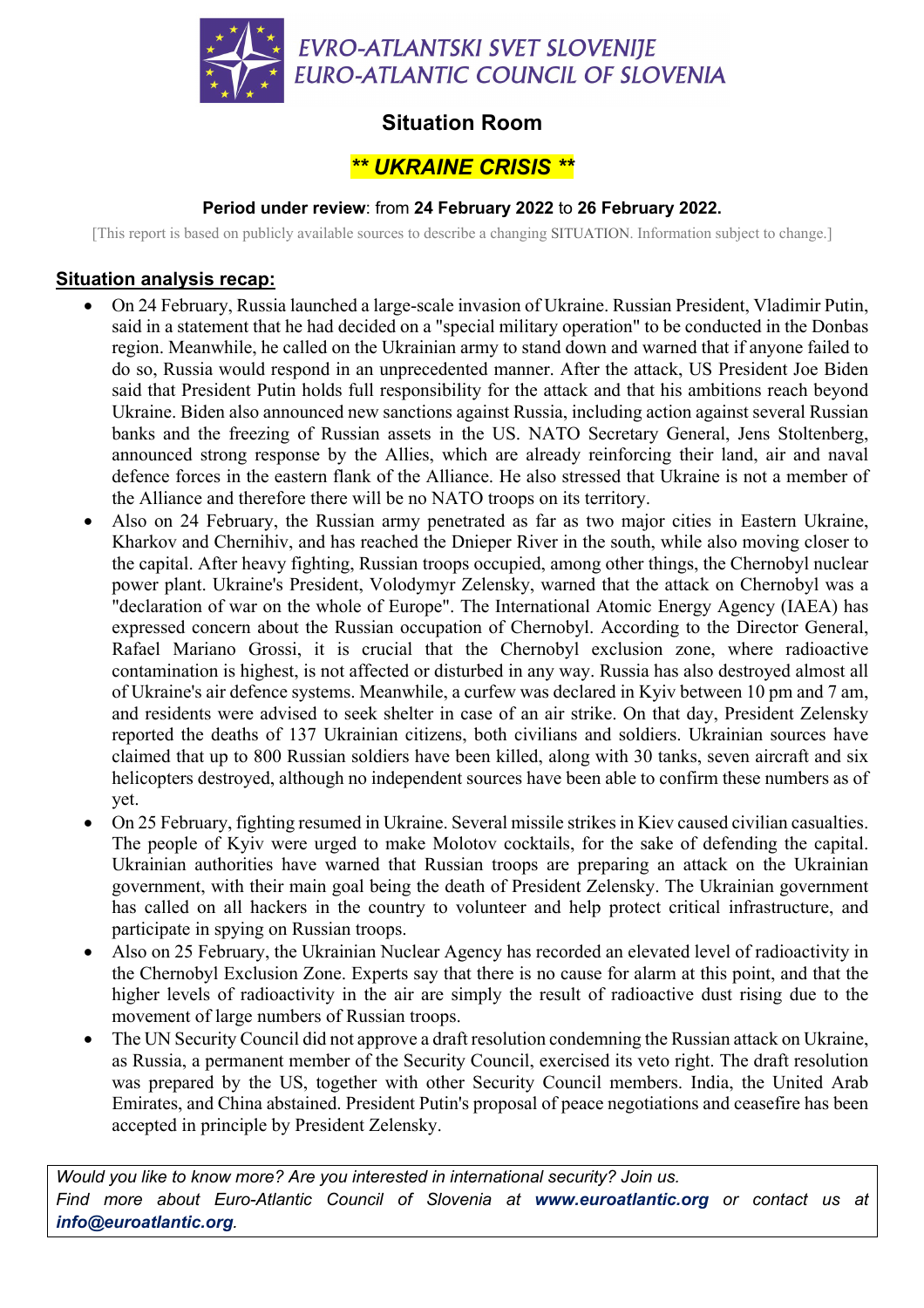EVRO-ATLANTSKI SVET SLOVENIJE
EURO-ATLANTIC COUNCIL OF SLOVENIA

# Situation Room

## *\*\* UKRAINE CRISIS \*\**

**Period under review**: from **24 February 2022** to **26 February 2022.**

[This report is based on publicly available sources to describe a changing SITUATION. Information subject to change.]

### Situation analysis recap:

- On 24 February, Russia launched a large-scale invasion of Ukraine. Russian President, Vladimir Putin, said in a statement that he had decided on a "special military operation" to be conducted in the Donbas region. Meanwhile, he called on the Ukrainian army to stand down and warned that if anyone failed to do so, Russia would respond in an unprecedented manner. After the attack, US President Joe Biden said that President Putin holds full responsibility for the attack and that his ambitions reach beyond Ukraine. Biden also announced new sanctions against Russia, including action against several Russian banks and the freezing of Russian assets in the US. NATO Secretary General, Jens Stoltenberg, announced strong response by the Allies, which are already reinforcing their land, air and naval defence forces in the eastern flank of the Alliance. He also stressed that Ukraine is not a member of the Alliance and therefore there will be no NATO troops on its territory.
- Also on 24 February, the Russian army penetrated as far as two major cities in Eastern Ukraine, Kharkov and Chernihiv, and has reached the Dnieper River in the south, while also moving closer to the capital. After heavy fighting, Russian troops occupied, among other things, the Chernobyl nuclear power plant. Ukraine's President, Volodymyr Zelensky, warned that the attack on Chernobyl was a "declaration of war on the whole of Europe". The International Atomic Energy Agency (IAEA) has expressed concern about the Russian occupation of Chernobyl. According to the Director General, Rafael Mariano Grossi, it is crucial that the Chernobyl exclusion zone, where radioactive contamination is highest, is not affected or disturbed in any way. Russia has also destroyed almost all of Ukraine's air defence systems. Meanwhile, a curfew was declared in Kyiv between 10 pm and 7 am, and residents were advised to seek shelter in case of an air strike. On that day, President Zelensky reported the deaths of 137 Ukrainian citizens, both civilians and soldiers. Ukrainian sources have claimed that up to 800 Russian soldiers have been killed, along with 30 tanks, seven aircraft and six helicopters destroyed, although no independent sources have been able to confirm these numbers as of yet.
- On 25 February, fighting resumed in Ukraine. Several missile strikes in Kiev caused civilian casualties. The people of Kyiv were urged to make Molotov cocktails, for the sake of defending the capital. Ukrainian authorities have warned that Russian troops are preparing an attack on the Ukrainian government, with their main goal being the death of President Zelensky. The Ukrainian government has called on all hackers in the country to volunteer and help protect critical infrastructure, and participate in spying on Russian troops.
- Also on 25 February, the Ukrainian Nuclear Agency has recorded an elevated level of radioactivity in the Chernobyl Exclusion Zone. Experts say that there is no cause for alarm at this point, and that the higher levels of radioactivity in the air are simply the result of radioactive dust rising due to the movement of large numbers of Russian troops.
- The UN Security Council did not approve a draft resolution condemning the Russian attack on Ukraine, as Russia, a permanent member of the Security Council, exercised its veto right. The draft resolution was prepared by the US, together with other Security Council members. India, the United Arab Emirates, and China abstained. President Putin's proposal of peace negotiations and ceasefire has been accepted in principle by President Zelensky.

*Would you like to know more? Are you interested in international security? Join us.*
*Find more about Euro-Atlantic Council of Slovenia at* ***www.euroatlantic.org*** *or contact us at* ***info@euroatlantic.org****.*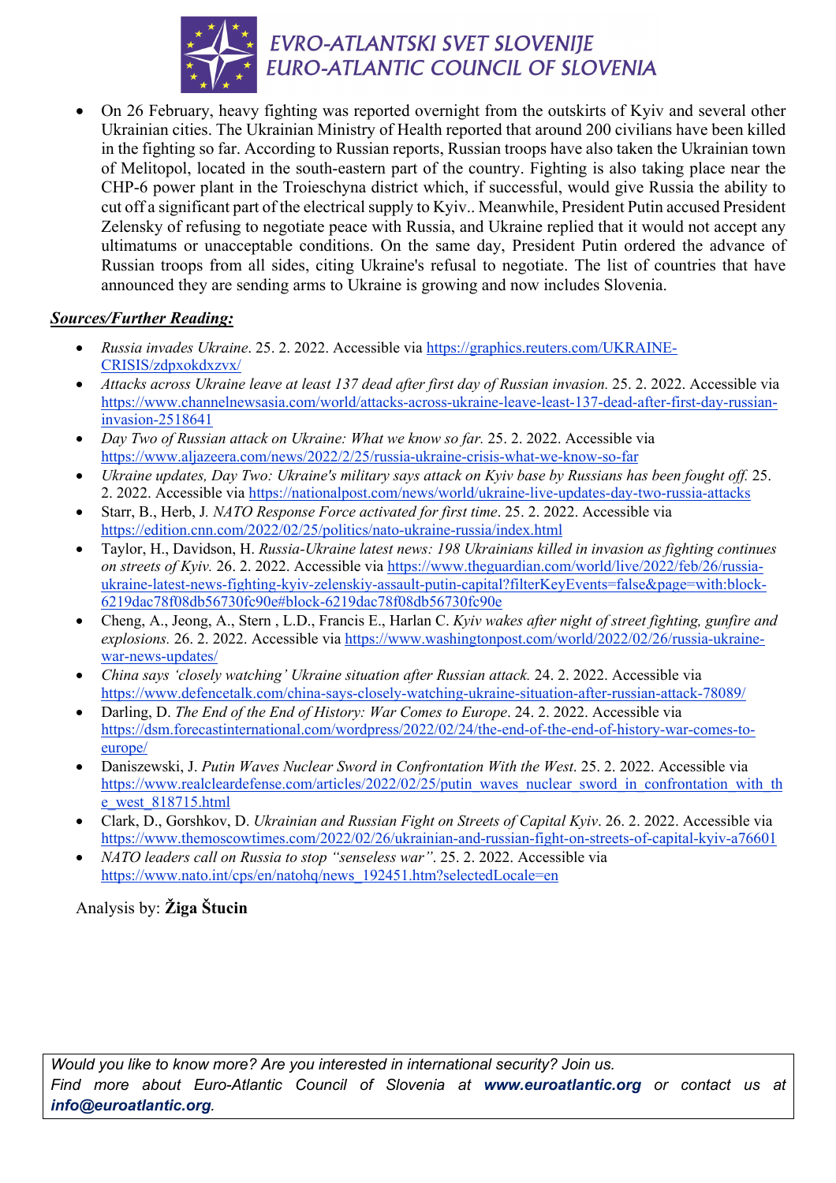- On 26 February, heavy fighting was reported overnight from the outskirts of Kyiv and several other Ukrainian cities. The Ukrainian Ministry of Health reported that around 200 civilians have been killed in the fighting so far. According to Russian reports, Russian troops have also taken the Ukrainian town of Melitopol, located in the south-eastern part of the country. Fighting is also taking place near the CHP-6 power plant in the Troieschyna district which, if successful, would give Russia the ability to cut off a significant part of the electrical supply to Kyiv.. Meanwhile, President Putin accused President Zelensky of refusing to negotiate peace with Russia, and Ukraine replied that it would not accept any ultimatums or unacceptable conditions. On the same day, President Putin ordered the advance of Russian troops from all sides, citing Ukraine's refusal to negotiate. The list of countries that have announced they are sending arms to Ukraine is growing and now includes Slovenia.

***Sources/Further Reading:***

- *Russia invades Ukraine*. 25. 2. 2022. Accessible via https://graphics.reuters.com/UKRAINE-CRISIS/zdpxokdxzvx/
- *Attacks across Ukraine leave at least 137 dead after first day of Russian invasion.* 25. 2. 2022. Accessible via https://www.channelnewsasia.com/world/attacks-across-ukraine-leave-least-137-dead-after-first-day-russian-invasion-2518641
- *Day Two of Russian attack on Ukraine: What we know so far.* 25. 2. 2022. Accessible via https://www.aljazeera.com/news/2022/2/25/russia-ukraine-crisis-what-we-know-so-far
- *Ukraine updates, Day Two: Ukraine's military says attack on Kyiv base by Russians has been fought off.* 25. 2. 2022. Accessible via https://nationalpost.com/news/world/ukraine-live-updates-day-two-russia-attacks
- Starr, B., Herb, J. *NATO Response Force activated for first time*. 25. 2. 2022. Accessible via https://edition.cnn.com/2022/02/25/politics/nato-ukraine-russia/index.html
- Taylor, H., Davidson, H. *Russia-Ukraine latest news: 198 Ukrainians killed in invasion as fighting continues on streets of Kyiv.* 26. 2. 2022. Accessible via https://www.theguardian.com/world/live/2022/feb/26/russia-ukraine-latest-news-fighting-kyiv-zelenskiy-assault-putin-capital?filterKeyEvents=false&page=with:block-6219dac78f08db56730fc90e#block-6219dac78f08db56730fc90e
- Cheng, A., Jeong, A., Stern , L.D., Francis E., Harlan C. *Kyiv wakes after night of street fighting, gunfire and explosions.* 26. 2. 2022. Accessible via https://www.washingtonpost.com/world/2022/02/26/russia-ukraine-war-news-updates/
- *China says 'closely watching' Ukraine situation after Russian attack.* 24. 2. 2022. Accessible via https://www.defencetalk.com/china-says-closely-watching-ukraine-situation-after-russian-attack-78089/
- Darling, D. *The End of the End of History: War Comes to Europe*. 24. 2. 2022. Accessible via https://dsm.forecastinternational.com/wordpress/2022/02/24/the-end-of-the-end-of-history-war-comes-to-europe/
- Daniszewski, J. *Putin Waves Nuclear Sword in Confrontation With the West*. 25. 2. 2022. Accessible via https://www.realcleardefense.com/articles/2022/02/25/putin_waves_nuclear_sword_in_confrontation_with_the_west_818715.html
- Clark, D., Gorshkov, D. *Ukrainian and Russian Fight on Streets of Capital Kyiv*. 26. 2. 2022. Accessible via https://www.themoscowtimes.com/2022/02/26/ukrainian-and-russian-fight-on-streets-of-capital-kyiv-a76601
- *NATO leaders call on Russia to stop "senseless war"*. 25. 2. 2022. Accessible via https://www.nato.int/cps/en/natohq/news_192451.htm?selectedLocale=en

Analysis by: **Žiga Štucin**

*Would you like to know more? Are you interested in international security? Join us. Find more about Euro-Atlantic Council of Slovenia at* ***www.euroatlantic.org*** *or contact us at* ***info@euroatlantic.org****.*